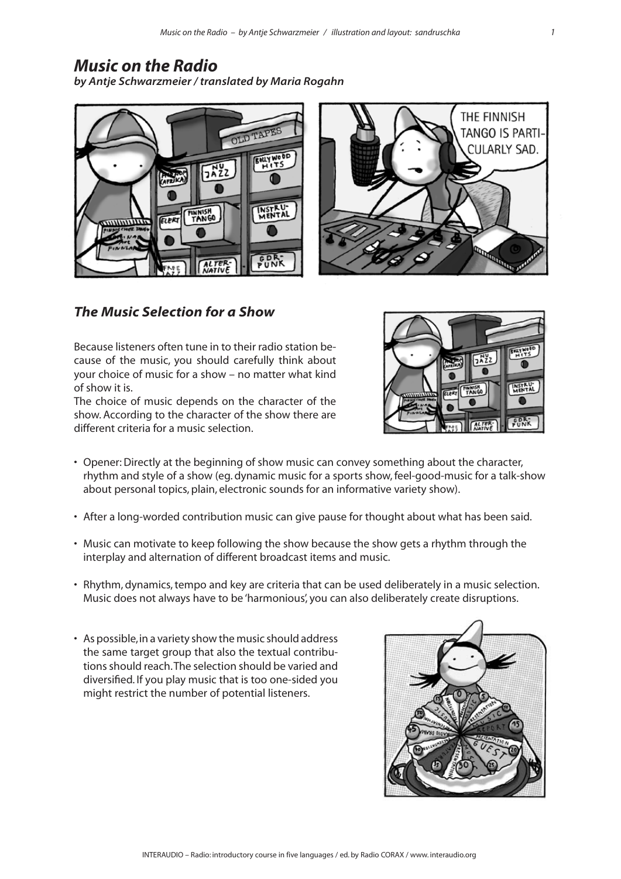# *Music on the Radio*

***by Antje Schwarzmeier / translated by Maria Rogahn***

## *The Music Selection for a Show*

Because listeners often tune in to their radio station because of the music, you should carefully think about your choice of music for a show – no matter what kind of show it is.
The choice of music depends on the character of the show. According to the character of the show there are different criteria for a music selection.

- Opener: Directly at the beginning of show music can convey something about the character, rhythm and style of a show (eg. dynamic music for a sports show, feel-good-music for a talk-show about personal topics, plain, electronic sounds for an informative variety show).
- After a long-worded contribution music can give pause for thought about what has been said.
- Music can motivate to keep following the show because the show gets a rhythm through the interplay and alternation of different broadcast items and music.
- Rhythm, dynamics, tempo and key are criteria that can be used deliberately in a music selection. Music does not always have to be 'harmonious', you can also deliberately create disruptions.
- As possible, in a variety show the music should address the same target group that also the textual contributions should reach. The selection should be varied and diversified. If you play music that is too one-sided you might restrict the number of potential listeners.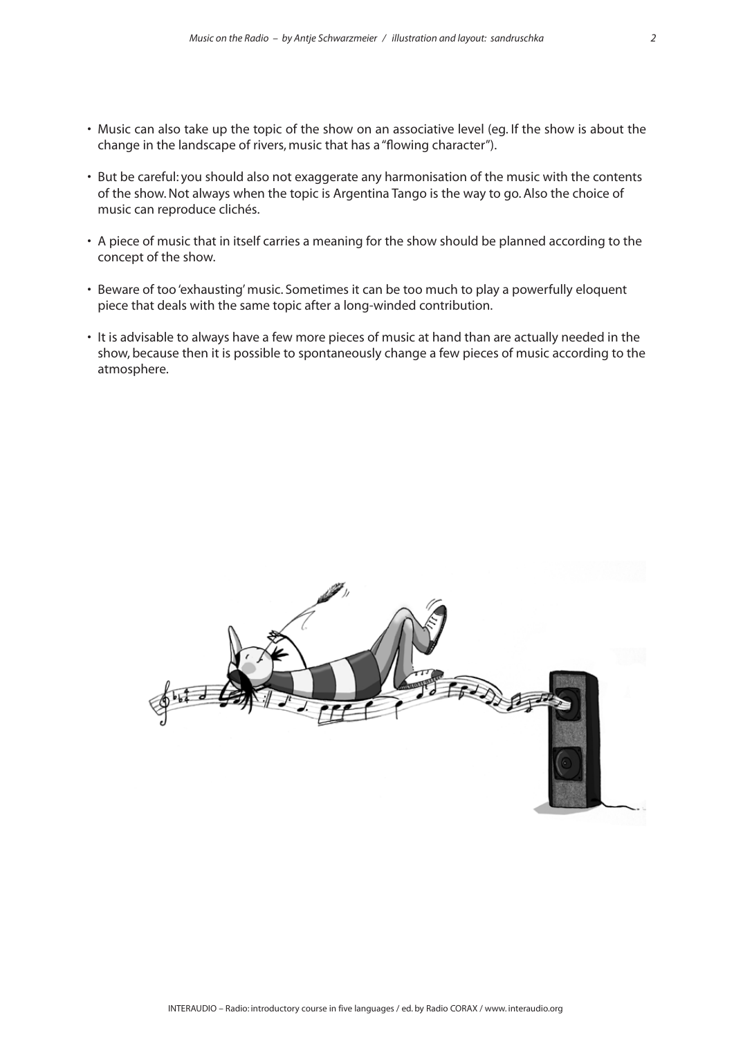- Music can also take up the topic of the show on an associative level (eg. If the show is about the change in the landscape of rivers, music that has a "flowing character").
- But be careful: you should also not exaggerate any harmonisation of the music with the contents of the show. Not always when the topic is Argentina Tango is the way to go. Also the choice of music can reproduce clichés.
- A piece of music that in itself carries a meaning for the show should be planned according to the concept of the show.
- Beware of too 'exhausting' music. Sometimes it can be too much to play a powerfully eloquent piece that deals with the same topic after a long-winded contribution.
- It is advisable to always have a few more pieces of music at hand than are actually needed in the show, because then it is possible to spontaneously change a few pieces of music according to the atmosphere.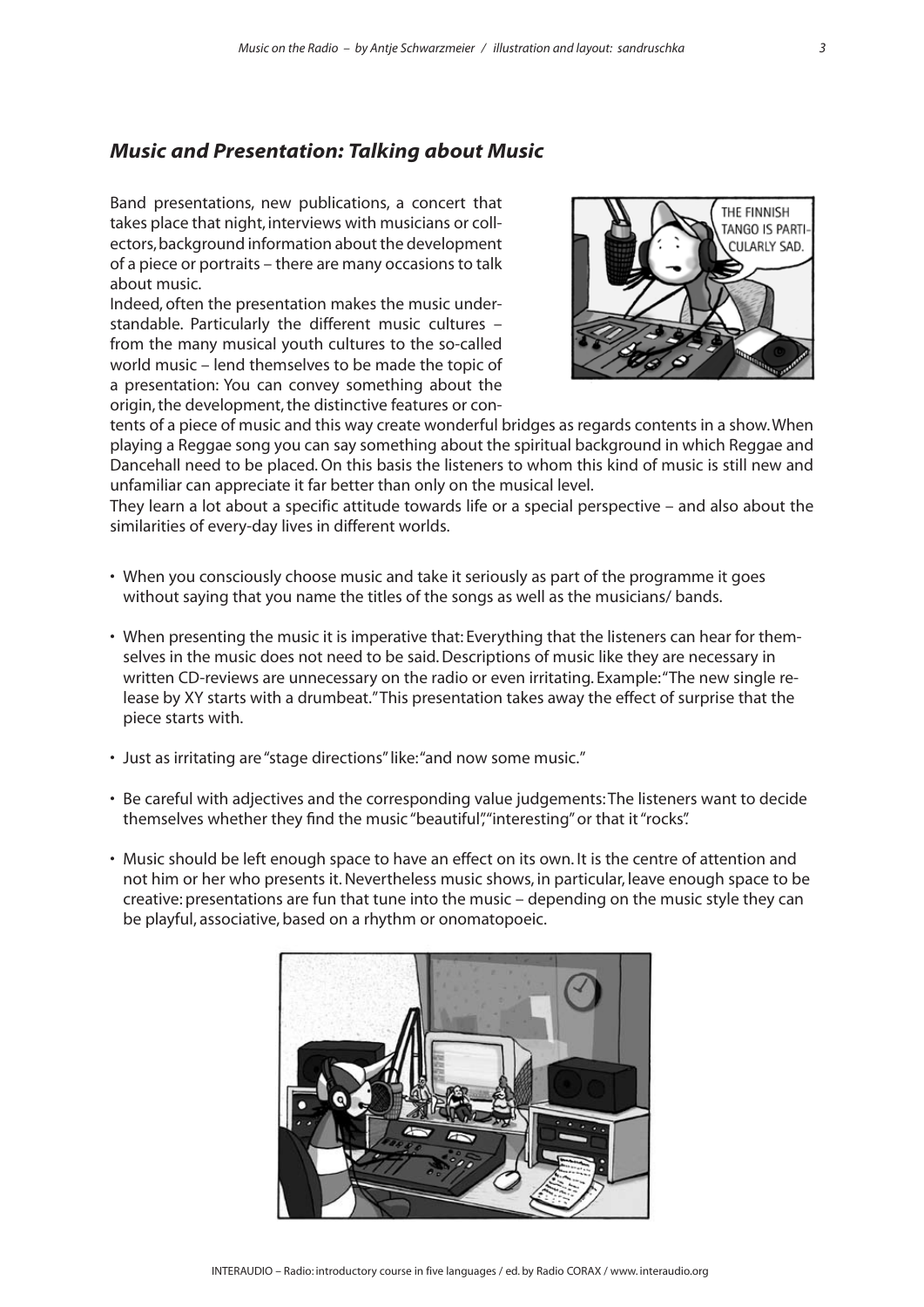## *Music and Presentation: Talking about Music*

Band presentations, new publications, a concert that takes place that night, interviews with musicians or collectors, background information about the development of a piece or portraits – there are many occasions to talk about music.

Indeed, often the presentation makes the music understandable. Particularly the different music cultures – from the many musical youth cultures to the so-called world music – lend themselves to be made the topic of a presentation: You can convey something about the origin, the development, the distinctive features or contents of a piece of music and this way create wonderful bridges as regards contents in a show. When playing a Reggae song you can say something about the spiritual background in which Reggae and Dancehall need to be placed. On this basis the listeners to whom this kind of music is still new and unfamiliar can appreciate it far better than only on the musical level.

They learn a lot about a specific attitude towards life or a special perspective – and also about the similarities of every-day lives in different worlds.

- When you consciously choose music and take it seriously as part of the programme it goes without saying that you name the titles of the songs as well as the musicians/ bands.
- When presenting the music it is imperative that: Everything that the listeners can hear for themselves in the music does not need to be said. Descriptions of music like they are necessary in written CD-reviews are unnecessary on the radio or even irritating. Example: "The new single release by XY starts with a drumbeat." This presentation takes away the effect of surprise that the piece starts with.
- Just as irritating are "stage directions" like: "and now some music."
- Be careful with adjectives and the corresponding value judgements: The listeners want to decide themselves whether they find the music "beautiful", "interesting" or that it "rocks".
- Music should be left enough space to have an effect on its own. It is the centre of attention and not him or her who presents it. Nevertheless music shows, in particular, leave enough space to be creative: presentations are fun that tune into the music – depending on the music style they can be playful, associative, based on a rhythm or onomatopoeic.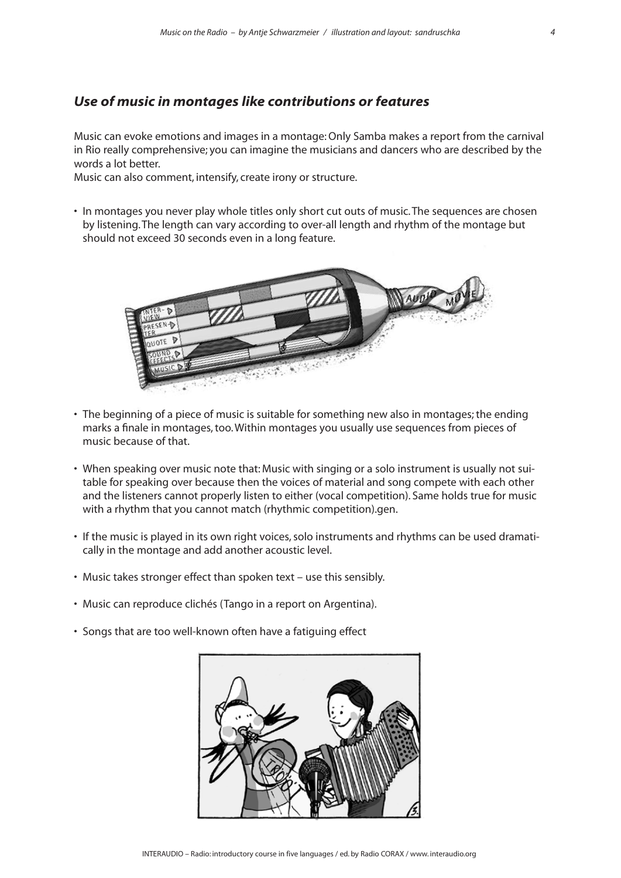## *Use of music in montages like contributions or features*

Music can evoke emotions and images in a montage: Only Samba makes a report from the carnival in Rio really comprehensive; you can imagine the musicians and dancers who are described by the words a lot better.
Music can also comment, intensify, create irony or structure.

- In montages you never play whole titles only short cut outs of music. The sequences are chosen by listening. The length can vary according to over-all length and rhythm of the montage but should not exceed 30 seconds even in a long feature.

- The beginning of a piece of music is suitable for something new also in montages; the ending marks a finale in montages, too. Within montages you usually use sequences from pieces of music because of that.

- When speaking over music note that: Music with singing or a solo instrument is usually not suitable for speaking over because then the voices of material and song compete with each other and the listeners cannot properly listen to either (vocal competition). Same holds true for music with a rhythm that you cannot match (rhythmic competition).gen.

- If the music is played in its own right voices, solo instruments and rhythms can be used dramatically in the montage and add another acoustic level.

- Music takes stronger effect than spoken text – use this sensibly.

- Music can reproduce clichés (Tango in a report on Argentina).

- Songs that are too well-known often have a fatiguing effect